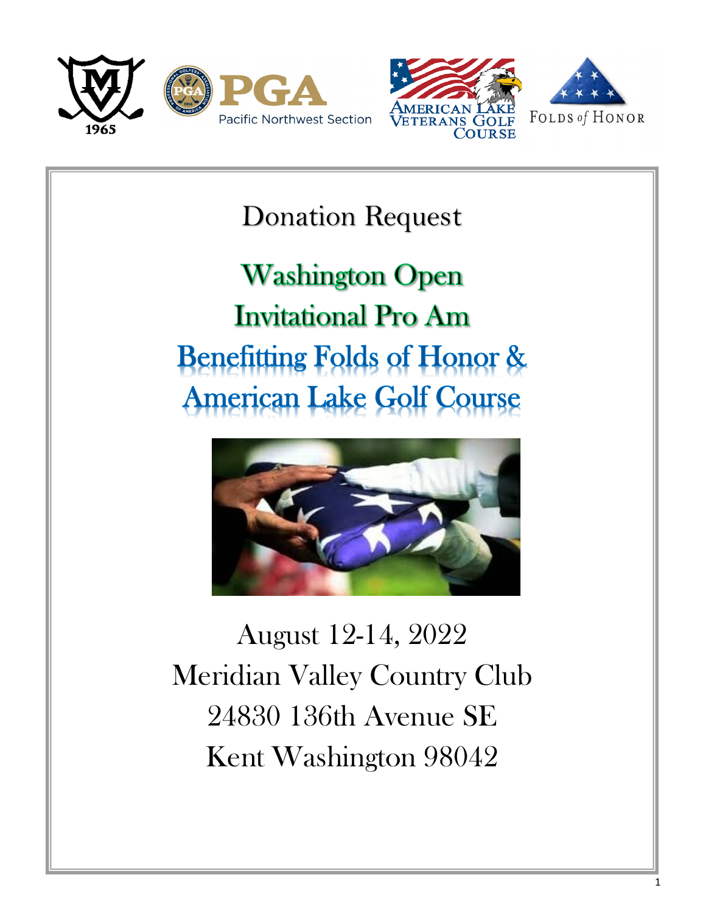# Donation Request

## Washington Open Invitational Pro Am

## Benefitting Folds of Honor & American Lake Golf Course

August 12-14, 2022

Meridian Valley Country Club

24830 136th Avenue SE

Kent Washington 98042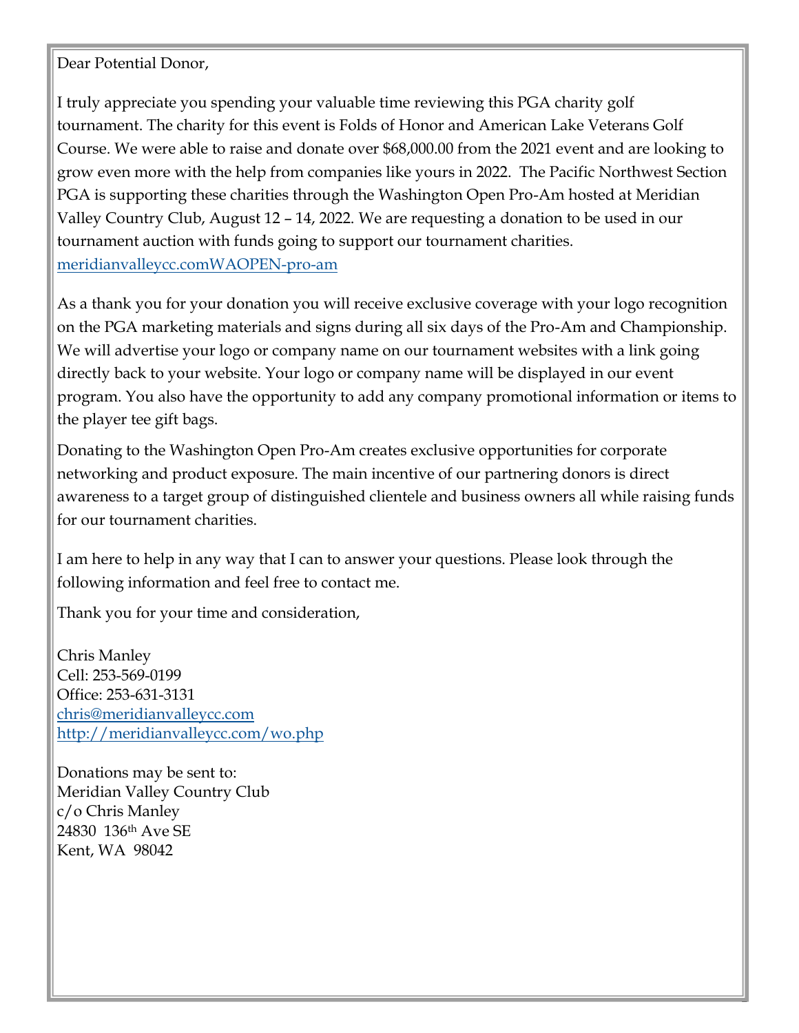Dear Potential Donor,

I truly appreciate you spending your valuable time reviewing this PGA charity golf tournament. The charity for this event is Folds of Honor and American Lake Veterans Golf Course. We were able to raise and donate over $68,000.00 from the 2021 event and are looking to grow even more with the help from companies like yours in 2022. The Pacific Northwest Section PGA is supporting these charities through the Washington Open Pro-Am hosted at Meridian Valley Country Club, August 12 – 14, 2022. We are requesting a donation to be used in our tournament auction with funds going to support our tournament charities.
meridianvalleycc.comWAOPEN-pro-am

As a thank you for your donation you will receive exclusive coverage with your logo recognition on the PGA marketing materials and signs during all six days of the Pro-Am and Championship. We will advertise your logo or company name on our tournament websites with a link going directly back to your website. Your logo or company name will be displayed in our event program. You also have the opportunity to add any company promotional information or items to the player tee gift bags.

Donating to the Washington Open Pro-Am creates exclusive opportunities for corporate networking and product exposure. The main incentive of our partnering donors is direct awareness to a target group of distinguished clientele and business owners all while raising funds for our tournament charities.

I am here to help in any way that I can to answer your questions. Please look through the following information and feel free to contact me.

Thank you for your time and consideration,

Chris Manley
Cell: 253-569-0199
Office: 253-631-3131
chris@meridianvalleycc.com
http://meridianvalleycc.com/wo.php

Donations may be sent to:
Meridian Valley Country Club
c/o Chris Manley
24830 136th Ave SE
Kent, WA 98042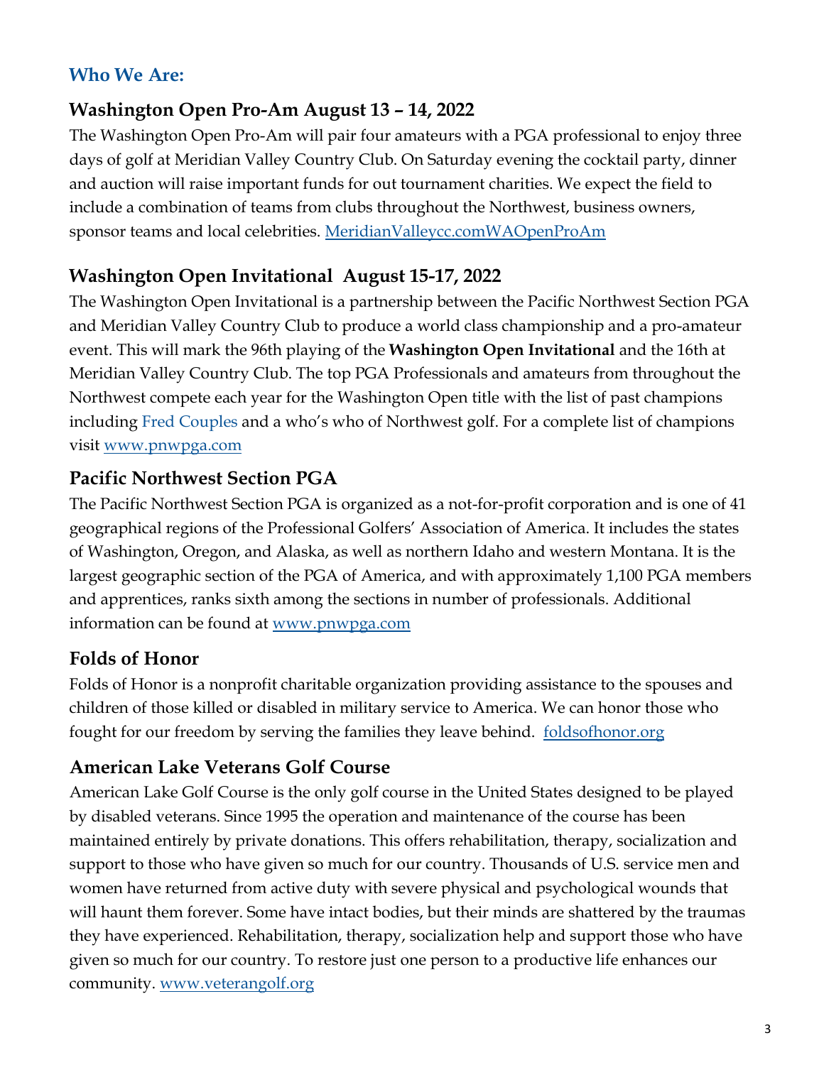## Who We Are:

### Washington Open Pro-Am August 13 – 14, 2022

The Washington Open Pro-Am will pair four amateurs with a PGA professional to enjoy three days of golf at Meridian Valley Country Club. On Saturday evening the cocktail party, dinner and auction will raise important funds for out tournament charities. We expect the field to include a combination of teams from clubs throughout the Northwest, business owners, sponsor teams and local celebrities. MeridianValleycc.comWAOpenProAm

### Washington Open Invitational August 15-17, 2022

The Washington Open Invitational is a partnership between the Pacific Northwest Section PGA and Meridian Valley Country Club to produce a world class championship and a pro-amateur event. This will mark the 96th playing of the **Washington Open Invitational** and the 16th at Meridian Valley Country Club. The top PGA Professionals and amateurs from throughout the Northwest compete each year for the Washington Open title with the list of past champions including Fred Couples and a who's who of Northwest golf. For a complete list of champions visit www.pnwpga.com

### Pacific Northwest Section PGA

The Pacific Northwest Section PGA is organized as a not-for-profit corporation and is one of 41 geographical regions of the Professional Golfers' Association of America. It includes the states of Washington, Oregon, and Alaska, as well as northern Idaho and western Montana. It is the largest geographic section of the PGA of America, and with approximately 1,100 PGA members and apprentices, ranks sixth among the sections in number of professionals. Additional information can be found at www.pnwpga.com

### Folds of Honor

Folds of Honor is a nonprofit charitable organization providing assistance to the spouses and children of those killed or disabled in military service to America. We can honor those who fought for our freedom by serving the families they leave behind. foldsofhonor.org

### American Lake Veterans Golf Course

American Lake Golf Course is the only golf course in the United States designed to be played by disabled veterans. Since 1995 the operation and maintenance of the course has been maintained entirely by private donations. This offers rehabilitation, therapy, socialization and support to those who have given so much for our country. Thousands of U.S. service men and women have returned from active duty with severe physical and psychological wounds that will haunt them forever. Some have intact bodies, but their minds are shattered by the traumas they have experienced. Rehabilitation, therapy, socialization help and support those who have given so much for our country. To restore just one person to a productive life enhances our community. www.veterangolf.org